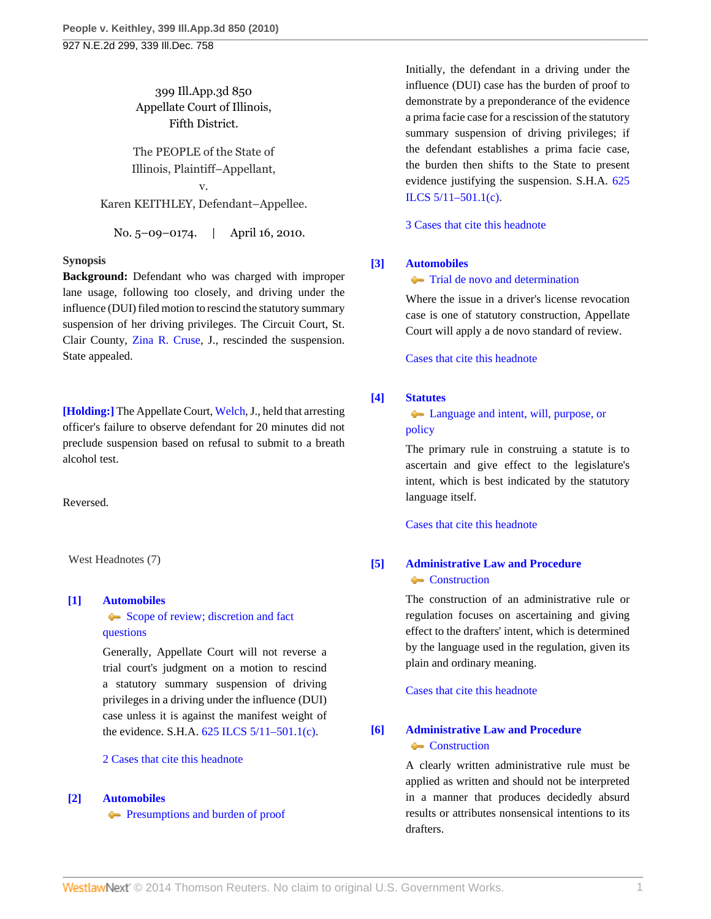399 Ill.App.3d 850
Appellate Court of Illinois,
Fifth District.

The PEOPLE of the State of Illinois, Plaintiff–Appellant,
v.
Karen KEITHLEY, Defendant–Appellee.

No. 5–09–0174. | April 16, 2010.

**Synopsis**

**Background:** Defendant who was charged with improper lane usage, following too closely, and driving under the influence (DUI) filed motion to rescind the statutory summary suspension of her driving privileges. The Circuit Court, St. Clair County, Zina R. Cruse, J., rescinded the suspension. State appealed.

**[Holding:]** The Appellate Court, Welch, J., held that arresting officer's failure to observe defendant for 20 minutes did not preclude suspension based on refusal to submit to a breath alcohol test.

Reversed.

West Headnotes (7)

**[1] Automobiles**
Scope of review; discretion and fact questions

Generally, Appellate Court will not reverse a trial court's judgment on a motion to rescind a statutory summary suspension of driving privileges in a driving under the influence (DUI) case unless it is against the manifest weight of the evidence. S.H.A. 625 ILCS 5/11–501.1(c).

2 Cases that cite this headnote

**[2] Automobiles**
Presumptions and burden of proof

Initially, the defendant in a driving under the influence (DUI) case has the burden of proof to demonstrate by a preponderance of the evidence a prima facie case for a rescission of the statutory summary suspension of driving privileges; if the defendant establishes a prima facie case, the burden then shifts to the State to present evidence justifying the suspension. S.H.A. 625 ILCS 5/11–501.1(c).

3 Cases that cite this headnote

**[3] Automobiles**
Trial de novo and determination

Where the issue in a driver's license revocation case is one of statutory construction, Appellate Court will apply a de novo standard of review.

Cases that cite this headnote

**[4] Statutes**
Language and intent, will, purpose, or policy

The primary rule in construing a statute is to ascertain and give effect to the legislature's intent, which is best indicated by the statutory language itself.

Cases that cite this headnote

**[5] Administrative Law and Procedure**
Construction

The construction of an administrative rule or regulation focuses on ascertaining and giving effect to the drafters' intent, which is determined by the language used in the regulation, given its plain and ordinary meaning.

Cases that cite this headnote

**[6] Administrative Law and Procedure**
Construction

A clearly written administrative rule must be applied as written and should not be interpreted in a manner that produces decidedly absurd results or attributes nonsensical intentions to its drafters.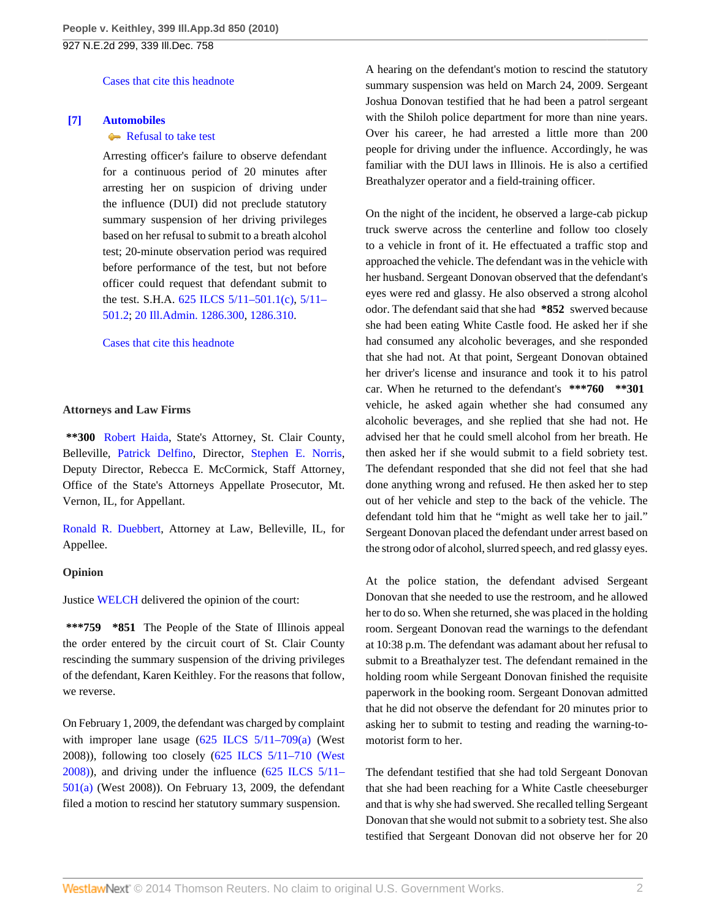Cases that cite this headnote

**[7] Automobiles**
Refusal to take test

Arresting officer's failure to observe defendant for a continuous period of 20 minutes after arresting her on suspicion of driving under the influence (DUI) did not preclude statutory summary suspension of her driving privileges based on her refusal to submit to a breath alcohol test; 20-minute observation period was required before performance of the test, but not before officer could request that defendant submit to the test. S.H.A. 625 ILCS 5/11–501.1(c), 5/11–501.2; 20 Ill.Admin. 1286.300, 1286.310.

Cases that cite this headnote

**Attorneys and Law Firms**

**\*\*300** Robert Haida, State's Attorney, St. Clair County, Belleville, Patrick Delfino, Director, Stephen E. Norris, Deputy Director, Rebecca E. McCormick, Staff Attorney, Office of the State's Attorneys Appellate Prosecutor, Mt. Vernon, IL, for Appellant.

Ronald R. Duebbert, Attorney at Law, Belleville, IL, for Appellee.

**Opinion**

Justice WELCH delivered the opinion of the court:

**\*\*\*759 \*851** The People of the State of Illinois appeal the order entered by the circuit court of St. Clair County rescinding the summary suspension of the driving privileges of the defendant, Karen Keithley. For the reasons that follow, we reverse.

On February 1, 2009, the defendant was charged by complaint with improper lane usage (625 ILCS 5/11–709(a) (West 2008)), following too closely (625 ILCS 5/11–710 (West 2008)), and driving under the influence (625 ILCS 5/11–501(a) (West 2008)). On February 13, 2009, the defendant filed a motion to rescind her statutory summary suspension.

A hearing on the defendant's motion to rescind the statutory summary suspension was held on March 24, 2009. Sergeant Joshua Donovan testified that he had been a patrol sergeant with the Shiloh police department for more than nine years. Over his career, he had arrested a little more than 200 people for driving under the influence. Accordingly, he was familiar with the DUI laws in Illinois. He is also a certified Breathalyzer operator and a field-training officer.

On the night of the incident, he observed a large-cab pickup truck swerve across the centerline and follow too closely to a vehicle in front of it. He effectuated a traffic stop and approached the vehicle. The defendant was in the vehicle with her husband. Sergeant Donovan observed that the defendant's eyes were red and glassy. He also observed a strong alcohol odor. The defendant said that she had **\*852** swerved because she had been eating White Castle food. He asked her if she had consumed any alcoholic beverages, and she responded that she had not. At that point, Sergeant Donovan obtained her driver's license and insurance and took it to his patrol car. When he returned to the defendant's **\*\*\*760 \*\*301** vehicle, he asked again whether she had consumed any alcoholic beverages, and she replied that she had not. He advised her that he could smell alcohol from her breath. He then asked her if she would submit to a field sobriety test. The defendant responded that she did not feel that she had done anything wrong and refused. He then asked her to step out of her vehicle and step to the back of the vehicle. The defendant told him that he "might as well take her to jail." Sergeant Donovan placed the defendant under arrest based on the strong odor of alcohol, slurred speech, and red glassy eyes.

At the police station, the defendant advised Sergeant Donovan that she needed to use the restroom, and he allowed her to do so. When she returned, she was placed in the holding room. Sergeant Donovan read the warnings to the defendant at 10:38 p.m. The defendant was adamant about her refusal to submit to a Breathalyzer test. The defendant remained in the holding room while Sergeant Donovan finished the requisite paperwork in the booking room. Sergeant Donovan admitted that he did not observe the defendant for 20 minutes prior to asking her to submit to testing and reading the warning-to-motorist form to her.

The defendant testified that she had told Sergeant Donovan that she had been reaching for a White Castle cheeseburger and that is why she had swerved. She recalled telling Sergeant Donovan that she would not submit to a sobriety test. She also testified that Sergeant Donovan did not observe her for 20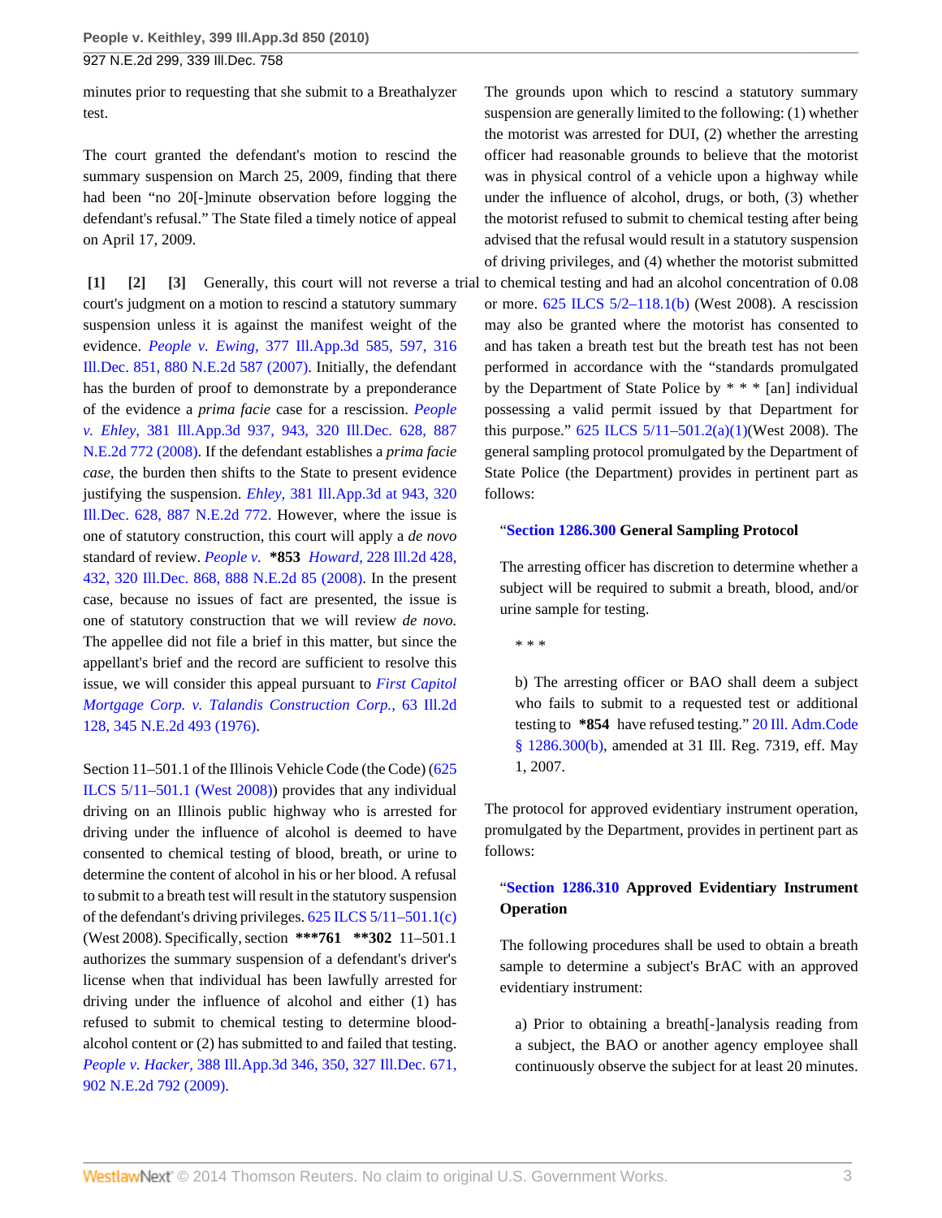minutes prior to requesting that she submit to a Breathalyzer test.

The court granted the defendant's motion to rescind the summary suspension on March 25, 2009, finding that there had been "no 20[-]minute observation before logging the defendant's refusal." The State filed a timely notice of appeal on April 17, 2009.

**[1] [2] [3]** Generally, this court will not reverse a trial court's judgment on a motion to rescind a statutory summary suspension unless it is against the manifest weight of the evidence. *People v. Ewing,* 377 Ill.App.3d 585, 597, 316 Ill.Dec. 851, 880 N.E.2d 587 (2007). Initially, the defendant has the burden of proof to demonstrate by a preponderance of the evidence a *prima facie* case for a rescission. *People v. Ehley,* 381 Ill.App.3d 937, 943, 320 Ill.Dec. 628, 887 N.E.2d 772 (2008). If the defendant establishes a *prima facie case*, the burden then shifts to the State to present evidence justifying the suspension. *Ehley,* 381 Ill.App.3d at 943, 320 Ill.Dec. 628, 887 N.E.2d 772. However, where the issue is one of statutory construction, this court will apply a *de novo* standard of review. *People v.* **\*853** *Howard,* 228 Ill.2d 428, 432, 320 Ill.Dec. 868, 888 N.E.2d 85 (2008). In the present case, because no issues of fact are presented, the issue is one of statutory construction that we will review *de novo.* The appellee did not file a brief in this matter, but since the appellant's brief and the record are sufficient to resolve this issue, we will consider this appeal pursuant to *First Capitol Mortgage Corp. v. Talandis Construction Corp.,* 63 Ill.2d 128, 345 N.E.2d 493 (1976).

Section 11–501.1 of the Illinois Vehicle Code (the Code) (625 ILCS 5/11–501.1 (West 2008)) provides that any individual driving on an Illinois public highway who is arrested for driving under the influence of alcohol is deemed to have consented to chemical testing of blood, breath, or urine to determine the content of alcohol in his or her blood. A refusal to submit to a breath test will result in the statutory suspension of the defendant's driving privileges. 625 ILCS 5/11–501.1(c) (West 2008). Specifically, section **\*\*\*761** **\*\*302** 11–501.1 authorizes the summary suspension of a defendant's driver's license when that individual has been lawfully arrested for driving under the influence of alcohol and either (1) has refused to submit to chemical testing to determine blood-alcohol content or (2) has submitted to and failed that testing. *People v. Hacker,* 388 Ill.App.3d 346, 350, 327 Ill.Dec. 671, 902 N.E.2d 792 (2009).

The grounds upon which to rescind a statutory summary suspension are generally limited to the following: (1) whether the motorist was arrested for DUI, (2) whether the arresting officer had reasonable grounds to believe that the motorist was in physical control of a vehicle upon a highway while under the influence of alcohol, drugs, or both, (3) whether the motorist refused to submit to chemical testing after being advised that the refusal would result in a statutory suspension of driving privileges, and (4) whether the motorist submitted to chemical testing and had an alcohol concentration of 0.08 or more. 625 ILCS 5/2–118.1(b) (West 2008). A rescission may also be granted where the motorist has consented to and has taken a breath test but the breath test has not been performed in accordance with the "standards promulgated by the Department of State Police by * * * [an] individual possessing a valid permit issued by that Department for this purpose." 625 ILCS 5/11–501.2(a)(1)(West 2008). The general sampling protocol promulgated by the Department of State Police (the Department) provides in pertinent part as follows:

> "**Section 1286.300 General Sampling Protocol**
>
> The arresting officer has discretion to determine whether a subject will be required to submit a breath, blood, and/or urine sample for testing.
>
> > * * *
> >
> > b) The arresting officer or BAO shall deem a subject who fails to submit to a requested test or additional testing to **\*854** have refused testing." 20 Ill. Adm.Code § 1286.300(b), amended at 31 Ill. Reg. 7319, eff. May 1, 2007.

The protocol for approved evidentiary instrument operation, promulgated by the Department, provides in pertinent part as follows:

> "**Section 1286.310 Approved Evidentiary Instrument Operation**
>
> The following procedures shall be used to obtain a breath sample to determine a subject's BrAC with an approved evidentiary instrument:
>
> > a) Prior to obtaining a breath[-]analysis reading from a subject, the BAO or another agency employee shall continuously observe the subject for at least 20 minutes.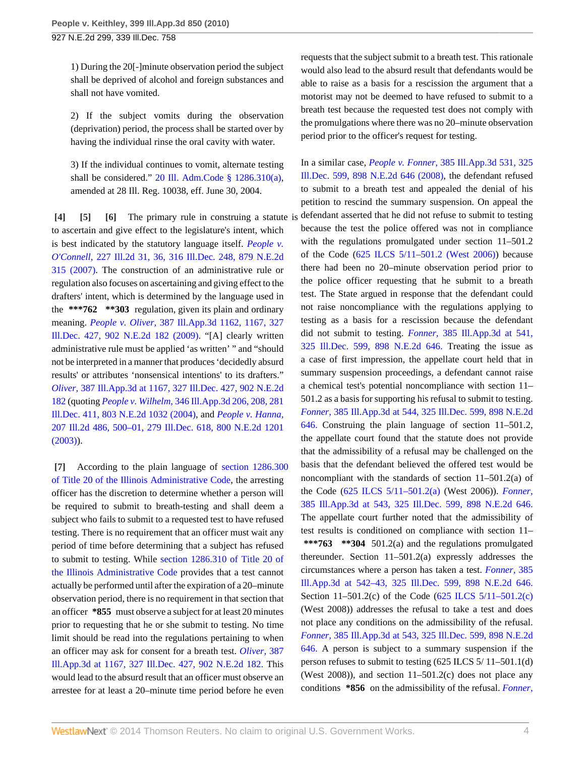1) During the 20[-]minute observation period the subject shall be deprived of alcohol and foreign substances and shall not have vomited.

2) If the subject vomits during the observation (deprivation) period, the process shall be started over by having the individual rinse the oral cavity with water.

3) If the individual continues to vomit, alternate testing shall be considered." 20 Ill. Adm.Code § 1286.310(a), amended at 28 Ill. Reg. 10038, eff. June 30, 2004.

**[4] [5] [6]** The primary rule in construing a statute is to ascertain and give effect to the legislature's intent, which is best indicated by the statutory language itself. *People v. O'Connell,* 227 Ill.2d 31, 36, 316 Ill.Dec. 248, 879 N.E.2d 315 (2007). The construction of an administrative rule or regulation also focuses on ascertaining and giving effect to the drafters' intent, which is determined by the language used in the **\*\*\*762 \*\*303** regulation, given its plain and ordinary meaning. *People v. Oliver,* 387 Ill.App.3d 1162, 1167, 327 Ill.Dec. 427, 902 N.E.2d 182 (2009). "[A] clearly written administrative rule must be applied 'as written' " and "should not be interpreted in a manner that produces 'decidedly absurd results' or attributes 'nonsensical intentions' to its drafters." *Oliver,* 387 Ill.App.3d at 1167, 327 Ill.Dec. 427, 902 N.E.2d 182 (quoting *People v. Wilhelm,* 346 Ill.App.3d 206, 208, 281 Ill.Dec. 411, 803 N.E.2d 1032 (2004), and *People v. Hanna,* 207 Ill.2d 486, 500–01, 279 Ill.Dec. 618, 800 N.E.2d 1201 (2003)).

**[7]** According to the plain language of section 1286.300 of Title 20 of the Illinois Administrative Code, the arresting officer has the discretion to determine whether a person will be required to submit to breath-testing and shall deem a subject who fails to submit to a requested test to have refused testing. There is no requirement that an officer must wait any period of time before determining that a subject has refused to submit to testing. While section 1286.310 of Title 20 of the Illinois Administrative Code provides that a test cannot actually be performed until after the expiration of a 20–minute observation period, there is no requirement in that section that an officer **\*855** must observe a subject for at least 20 minutes prior to requesting that he or she submit to testing. No time limit should be read into the regulations pertaining to when an officer may ask for consent for a breath test. *Oliver,* 387 Ill.App.3d at 1167, 327 Ill.Dec. 427, 902 N.E.2d 182. This would lead to the absurd result that an officer must observe an arrestee for at least a 20–minute time period before he even requests that the subject submit to a breath test. This rationale would also lead to the absurd result that defendants would be able to raise as a basis for a rescission the argument that a motorist may not be deemed to have refused to submit to a breath test because the requested test does not comply with the promulgations where there was no 20–minute observation period prior to the officer's request for testing.

In a similar case, *People v. Fonner,* 385 Ill.App.3d 531, 325 Ill.Dec. 599, 898 N.E.2d 646 (2008), the defendant refused to submit to a breath test and appealed the denial of his petition to rescind the summary suspension. On appeal the defendant asserted that he did not refuse to submit to testing because the test the police offered was not in compliance with the regulations promulgated under section 11–501.2 of the Code (625 ILCS 5/11–501.2 (West 2006)) because there had been no 20–minute observation period prior to the police officer requesting that he submit to a breath test. The State argued in response that the defendant could not raise noncompliance with the regulations applying to testing as a basis for a rescission because the defendant did not submit to testing. *Fonner,* 385 Ill.App.3d at 541, 325 Ill.Dec. 599, 898 N.E.2d 646. Treating the issue as a case of first impression, the appellate court held that in summary suspension proceedings, a defendant cannot raise a chemical test's potential noncompliance with section 11–501.2 as a basis for supporting his refusal to submit to testing. *Fonner,* 385 Ill.App.3d at 544, 325 Ill.Dec. 599, 898 N.E.2d 646. Construing the plain language of section 11–501.2, the appellate court found that the statute does not provide that the admissibility of a refusal may be challenged on the basis that the defendant believed the offered test would be noncompliant with the standards of section 11–501.2(a) of the Code (625 ILCS 5/11–501.2(a) (West 2006)). *Fonner,* 385 Ill.App.3d at 543, 325 Ill.Dec. 599, 898 N.E.2d 646. The appellate court further noted that the admissibility of test results is conditioned on compliance with section 11– **\*\*\*763 \*\*304** 501.2(a) and the regulations promulgated thereunder. Section 11–501.2(a) expressly addresses the circumstances where a person has taken a test. *Fonner,* 385 Ill.App.3d at 542–43, 325 Ill.Dec. 599, 898 N.E.2d 646. Section 11–501.2(c) of the Code (625 ILCS 5/11–501.2(c) (West 2008)) addresses the refusal to take a test and does not place any conditions on the admissibility of the refusal. *Fonner,* 385 Ill.App.3d at 543, 325 Ill.Dec. 599, 898 N.E.2d 646. A person is subject to a summary suspension if the person refuses to submit to testing (625 ILCS 5/ 11–501.1(d) (West 2008)), and section 11–501.2(c) does not place any conditions **\*856** on the admissibility of the refusal. *Fonner,*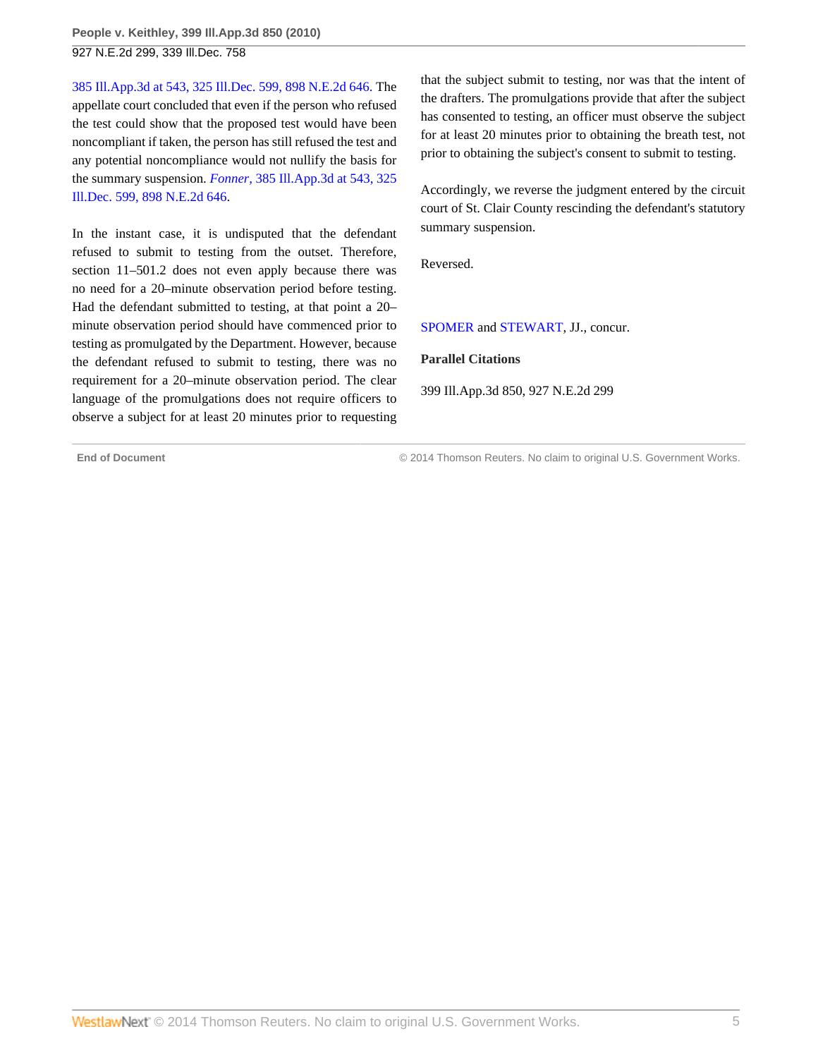385 Ill.App.3d at 543, 325 Ill.Dec. 599, 898 N.E.2d 646. The appellate court concluded that even if the person who refused the test could show that the proposed test would have been noncompliant if taken, the person has still refused the test and any potential noncompliance would not nullify the basis for the summary suspension. *Fonner,* 385 Ill.App.3d at 543, 325 Ill.Dec. 599, 898 N.E.2d 646.

In the instant case, it is undisputed that the defendant refused to submit to testing from the outset. Therefore, section 11–501.2 does not even apply because there was no need for a 20–minute observation period before testing. Had the defendant submitted to testing, at that point a 20–minute observation period should have commenced prior to testing as promulgated by the Department. However, because the defendant refused to submit to testing, there was no requirement for a 20–minute observation period. The clear language of the promulgations does not require officers to observe a subject for at least 20 minutes prior to requesting that the subject submit to testing, nor was that the intent of the drafters. The promulgations provide that after the subject has consented to testing, an officer must observe the subject for at least 20 minutes prior to obtaining the breath test, not prior to obtaining the subject's consent to submit to testing.

Accordingly, we reverse the judgment entered by the circuit court of St. Clair County rescinding the defendant's statutory summary suspension.

Reversed.

SPOMER and STEWART, JJ., concur.

**Parallel Citations**

399 Ill.App.3d 850, 927 N.E.2d 299

**End of Document** © 2014 Thomson Reuters. No claim to original U.S. Government Works.